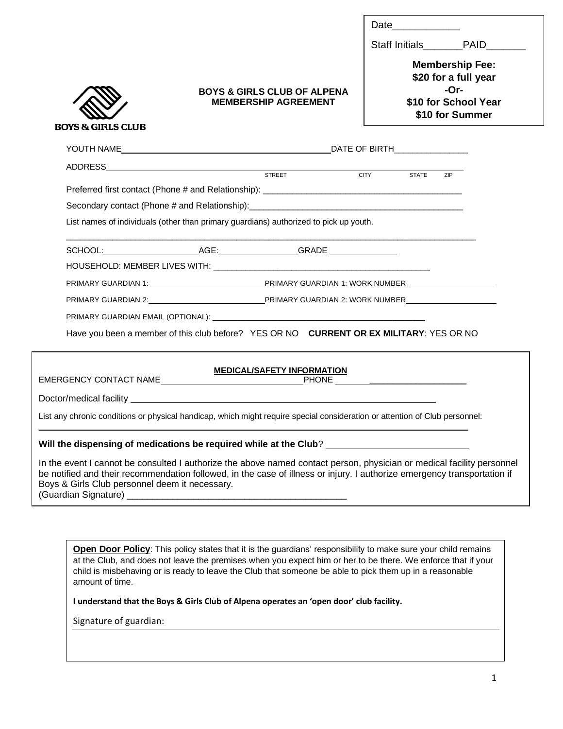Date____________

Staff Initials_______PAID_______

**Membership Fee:**
**\$20 for a full year**
**-Or-**
**\$10 for School Year**
**\$10 for Summer**

BOYS & GIRLS CLUB

**BOYS & GIRLS CLUB OF ALPENA**
**MEMBERSHIP AGREEMENT**

YOUTH NAME_____________________________________________DATE OF BIRTH_______________

ADDRESS_______________________________________________________________________
STREET CITY STATE ZIP

Preferred first contact (Phone # and Relationship): _________________________________________

Secondary contact (Phone # and Relationship):_____________________________________________

List names of individuals (other than primary guardians) authorized to pick up youth.

_____________________________________________________________________________________

SCHOOL:____________________AGE:_________________GRADE ______________

HOUSEHOLD: MEMBER LIVES WITH: ________________________________________________

PRIMARY GUARDIAN 1:___________________________PRIMARY GUARDIAN 1: WORK NUMBER ____________________

PRIMARY GUARDIAN 2:___________________________PRIMARY GUARDIAN 2: WORK NUMBER____________________

PRIMARY GUARDIAN EMAIL (OPTIONAL): _________________________________________________

Have you been a member of this club before? YES OR NO **CURRENT OR EX MILITARY**: YES OR NO

**MEDICAL/SAFETY INFORMATION**

EMERGENCY CONTACT NAME_______________________________PHONE ____________________________

Doctor/medical facility ________________________________________________________________

List any chronic conditions or physical handicap, which might require special consideration or attention of Club personnel:

_____________________________________________________________________________________

**Will the dispensing of medications be required while at the Club**? ____________________________

In the event I cannot be consulted I authorize the above named contact person, physician or medical facility personnel be notified and their recommendation followed, in the case of illness or injury. I authorize emergency transportation if Boys & Girls Club personnel deem it necessary.
(Guardian Signature) ____________________________________________

**Open Door Policy**: This policy states that it is the guardians' responsibility to make sure your child remains at the Club, and does not leave the premises when you expect him or her to be there. We enforce that if your child is misbehaving or is ready to leave the Club that someone be able to pick them up in a reasonable amount of time.

**I understand that the Boys & Girls Club of Alpena operates an 'open door' club facility.**

Signature of guardian: ___________________________________________________________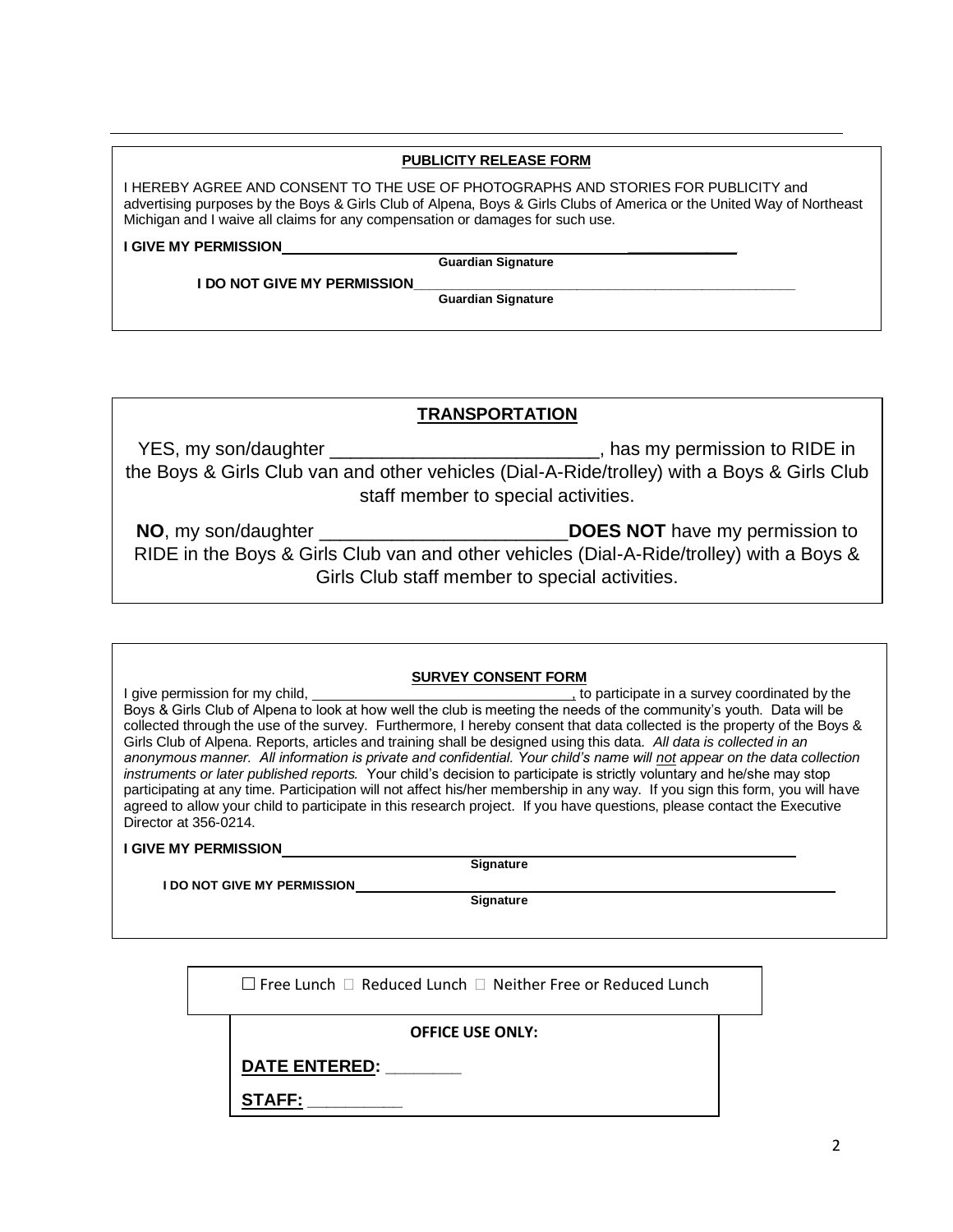## PUBLICITY RELEASE FORM

I HEREBY AGREE AND CONSENT TO THE USE OF PHOTOGRAPHS AND STORIES FOR PUBLICITY and advertising purposes by the Boys & Girls Club of Alpena, Boys & Girls Clubs of America or the United Way of Northeast Michigan and I waive all claims for any compensation or damages for such use.

**I GIVE MY PERMISSION**\_\_\_\_\_\_\_\_\_\_\_\_\_\_\_\_\_\_\_\_\_\_\_\_\_\_\_\_\_\_\_\_\_\_\_\_\_\_\_\_\_\_\_\_
**Guardian Signature**

**I DO NOT GIVE MY PERMISSION**\_\_\_\_\_\_\_\_\_\_\_\_\_\_\_\_\_\_\_\_\_\_\_\_\_\_\_\_\_\_\_\_\_\_\_\_\_\_\_\_\_\_\_\_
**Guardian Signature**

## TRANSPORTATION

YES, my son/daughter \_\_\_\_\_\_\_\_\_\_\_\_\_\_\_\_\_\_\_\_\_\_\_\_\_\_, has my permission to RIDE in the Boys & Girls Club van and other vehicles (Dial-A-Ride/trolley) with a Boys & Girls Club staff member to special activities.

**NO**, my son/daughter \_\_\_\_\_\_\_\_\_\_\_\_\_\_\_\_\_\_\_\_\_\_\_\_**DOES NOT** have my permission to RIDE in the Boys & Girls Club van and other vehicles (Dial-A-Ride/trolley) with a Boys & Girls Club staff member to special activities.

## SURVEY CONSENT FORM

I give permission for my child, \_\_\_\_\_\_\_\_\_\_\_\_\_\_\_\_\_\_\_\_\_\_\_\_\_\_\_\_\_\_, to participate in a survey coordinated by the Boys & Girls Club of Alpena to look at how well the club is meeting the needs of the community's youth. Data will be collected through the use of the survey. Furthermore, I hereby consent that data collected is the property of the Boys & Girls Club of Alpena. Reports, articles and training shall be designed using this data. *All data is collected in an anonymous manner. All information is private and confidential. Your child's name will <u>not</u> appear on the data collection instruments or later published reports.* Your child's decision to participate is strictly voluntary and he/she may stop participating at any time. Participation will not affect his/her membership in any way. If you sign this form, you will have agreed to allow your child to participate in this research project. If you have questions, please contact the Executive Director at 356-0214.

**I GIVE MY PERMISSION**\_\_\_\_\_\_\_\_\_\_\_\_\_\_\_\_\_\_\_\_\_\_\_\_\_\_\_\_\_\_\_\_\_\_\_\_\_\_\_\_\_\_\_\_
**Signature**

**I DO NOT GIVE MY PERMISSION**\_\_\_\_\_\_\_\_\_\_\_\_\_\_\_\_\_\_\_\_\_\_\_\_\_\_\_\_\_\_\_\_\_\_\_\_\_\_\_\_\_\_\_\_
**Signature**

☐ Free Lunch ☐ Reduced Lunch ☐ Neither Free or Reduced Lunch

**OFFICE USE ONLY:**

**DATE ENTERED:** \_\_\_\_\_\_\_\_

**STAFF:** \_\_\_\_\_\_\_\_\_\_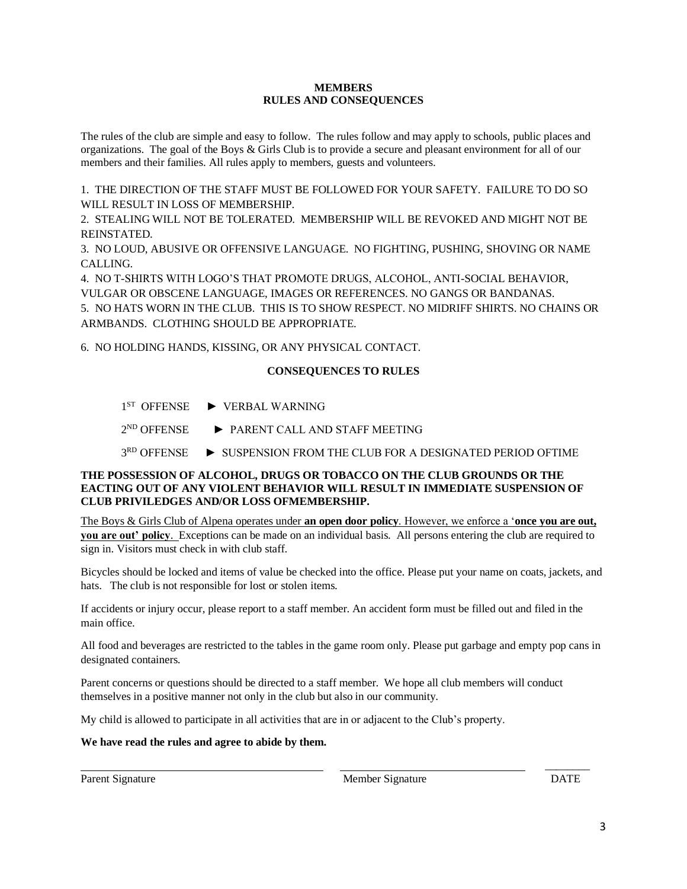**MEMBERS**
**RULES AND CONSEQUENCES**

The rules of the club are simple and easy to follow. The rules follow and may apply to schools, public places and organizations. The goal of the Boys & Girls Club is to provide a secure and pleasant environment for all of our members and their families. All rules apply to members, guests and volunteers.

1. THE DIRECTION OF THE STAFF MUST BE FOLLOWED FOR YOUR SAFETY. FAILURE TO DO SO WILL RESULT IN LOSS OF MEMBERSHIP.
2. STEALING WILL NOT BE TOLERATED. MEMBERSHIP WILL BE REVOKED AND MIGHT NOT BE REINSTATED.
3. NO LOUD, ABUSIVE OR OFFENSIVE LANGUAGE. NO FIGHTING, PUSHING, SHOVING OR NAME CALLING.
4. NO T-SHIRTS WITH LOGO'S THAT PROMOTE DRUGS, ALCOHOL, ANTI-SOCIAL BEHAVIOR, VULGAR OR OBSCENE LANGUAGE, IMAGES OR REFERENCES. NO GANGS OR BANDANAS.
5. NO HATS WORN IN THE CLUB. THIS IS TO SHOW RESPECT. NO MIDRIFF SHIRTS. NO CHAINS OR ARMBANDS. CLOTHING SHOULD BE APPROPRIATE.
6. NO HOLDING HANDS, KISSING, OR ANY PHYSICAL CONTACT.

**CONSEQUENCES TO RULES**

1ST OFFENSE ► VERBAL WARNING

2ND OFFENSE ► PARENT CALL AND STAFF MEETING

3RD OFFENSE ► SUSPENSION FROM THE CLUB FOR A DESIGNATED PERIOD OFTIME

**THE POSSESSION OF ALCOHOL, DRUGS OR TOBACCO ON THE CLUB GROUNDS OR THE EACTING OUT OF ANY VIOLENT BEHAVIOR WILL RESULT IN IMMEDIATE SUSPENSION OF CLUB PRIVILEDGES AND/OR LOSS OFMEMBERSHIP.**

The Boys & Girls Club of Alpena operates under **an open door policy**. However, we enforce a '**once you are out, you are out' policy**. Exceptions can be made on an individual basis. All persons entering the club are required to sign in. Visitors must check in with club staff.

Bicycles should be locked and items of value be checked into the office. Please put your name on coats, jackets, and hats. The club is not responsible for lost or stolen items.

If accidents or injury occur, please report to a staff member. An accident form must be filled out and filed in the main office.

All food and beverages are restricted to the tables in the game room only. Please put garbage and empty pop cans in designated containers.

Parent concerns or questions should be directed to a staff member. We hope all club members will conduct themselves in a positive manner not only in the club but also in our community.

My child is allowed to participate in all activities that are in or adjacent to the Club's property.

**We have read the rules and agree to abide by them.**

\_\_\_\_\_\_\_\_\_\_\_\_\_\_\_\_\_\_\_\_\_\_\_\_\_\_\_\_\_\_ \_\_\_\_\_\_\_\_\_\_\_\_\_\_\_\_\_\_\_\_\_\_\_\_\_\_\_\_\_\_ \_\_\_\_\_\_\_\_

Parent Signature Member Signature DATE